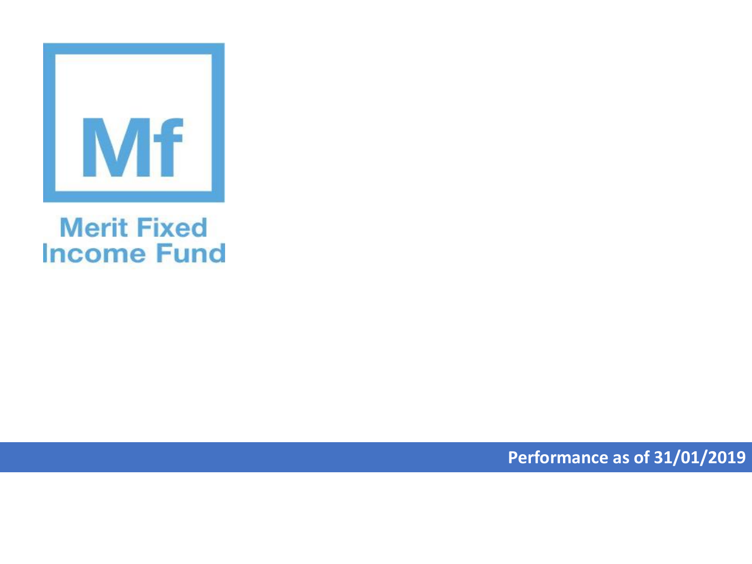Mf

# Merit Fixed Income Fund

**Performance as of 31/01/2019**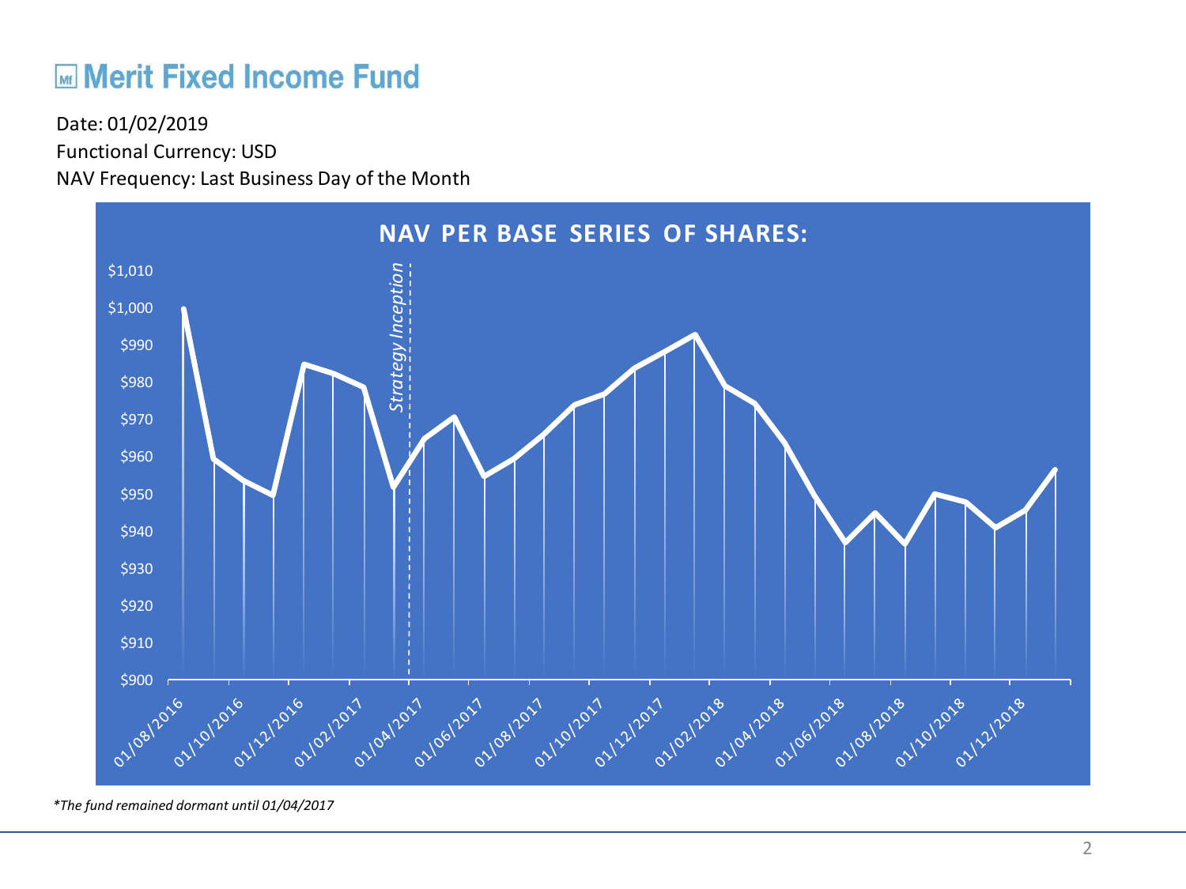# Merit Fixed Income Fund

Date: 01/02/2019

Functional Currency: USD

NAV Frequency: Last Business Day of the Month

NAV PER BASE SERIES OF SHARES:

$1,010
$1,000
$990
$980
$970
$960
$950
$940
$930
$920
$910
$900

*Strategy Inception*

01/08/2016
01/10/2016
01/12/2016
01/02/2017
01/04/2017
01/06/2017
01/08/2017
01/10/2017
01/12/2017
01/02/2018
01/04/2018
01/06/2018
01/08/2018
01/10/2018
01/12/2018

*\*The fund remained dormant until 01/04/2017*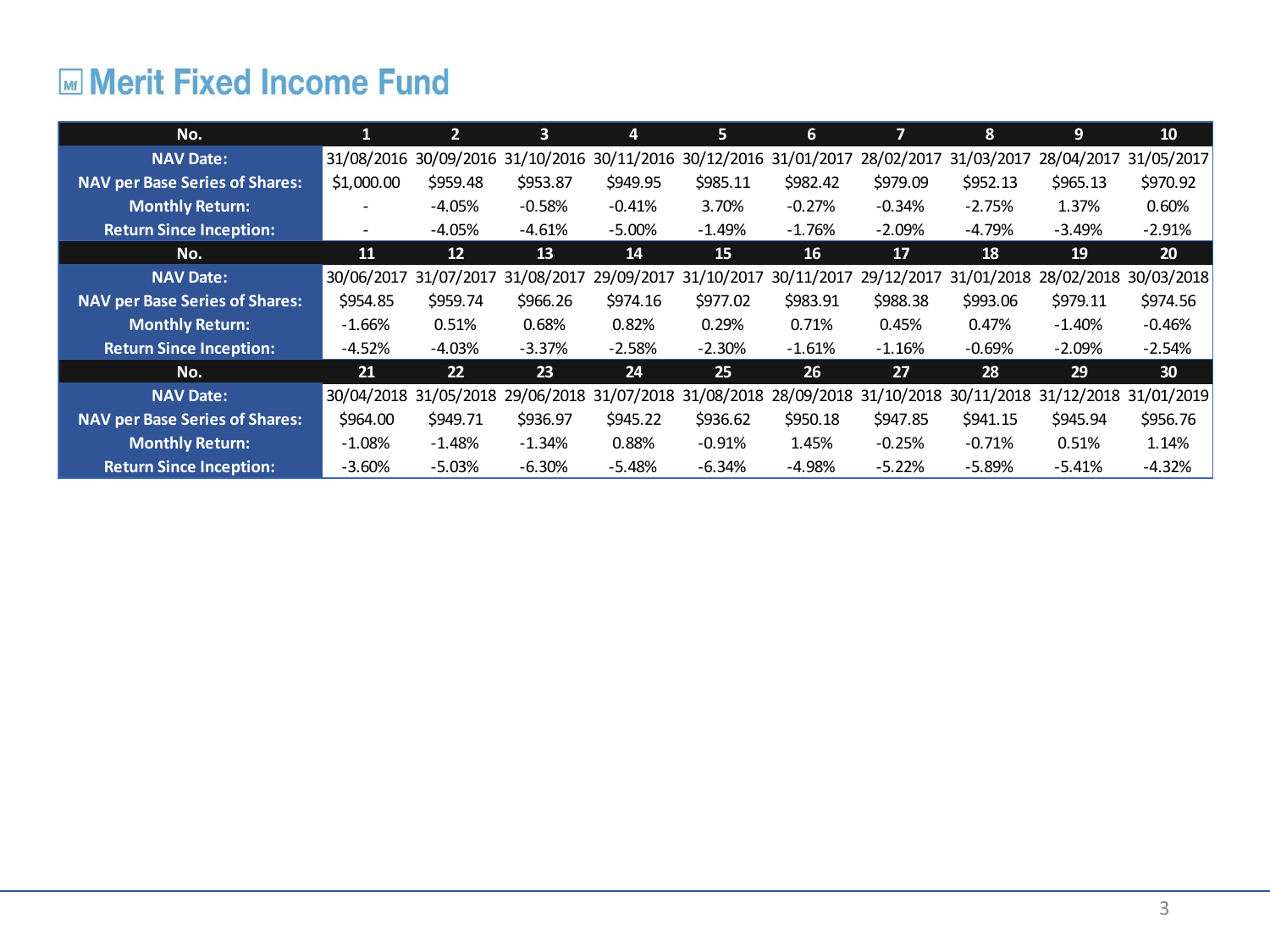# Merit Fixed Income Fund

| No. | 1 | 2 | 3 | 4 | 5 | 6 | 7 | 8 | 9 | 10 |
|---|---|---|---|---|---|---|---|---|---|---|
| NAV Date: | 31/08/2016 | 30/09/2016 | 31/10/2016 | 30/11/2016 | 30/12/2016 | 31/01/2017 | 28/02/2017 | 31/03/2017 | 28/04/2017 | 31/05/2017 |
| NAV per Base Series of Shares: | $1,000.00 | $959.48 | $953.87 | $949.95 | $985.11 | $982.42 | $979.09 | $952.13 | $965.13 | $970.92 |
| Monthly Return: | - | -4.05% | -0.58% | -0.41% | 3.70% | -0.27% | -0.34% | -2.75% | 1.37% | 0.60% |
| Return Since Inception: | - | -4.05% | -4.61% | -5.00% | -1.49% | -1.76% | -2.09% | -4.79% | -3.49% | -2.91% |
| **No.** | **11** | **12** | **13** | **14** | **15** | **16** | **17** | **18** | **19** | **20** |
| NAV Date: | 30/06/2017 | 31/07/2017 | 31/08/2017 | 29/09/2017 | 31/10/2017 | 30/11/2017 | 29/12/2017 | 31/01/2018 | 28/02/2018 | 30/03/2018 |
| NAV per Base Series of Shares: | $954.85 | $959.74 | $966.26 | $974.16 | $977.02 | $983.91 | $988.38 | $993.06 | $979.11 | $974.56 |
| Monthly Return: | -1.66% | 0.51% | 0.68% | 0.82% | 0.29% | 0.71% | 0.45% | 0.47% | -1.40% | -0.46% |
| Return Since Inception: | -4.52% | -4.03% | -3.37% | -2.58% | -2.30% | -1.61% | -1.16% | -0.69% | -2.09% | -2.54% |
| **No.** | **21** | **22** | **23** | **24** | **25** | **26** | **27** | **28** | **29** | **30** |
| NAV Date: | 30/04/2018 | 31/05/2018 | 29/06/2018 | 31/07/2018 | 31/08/2018 | 28/09/2018 | 31/10/2018 | 30/11/2018 | 31/12/2018 | 31/01/2019 |
| NAV per Base Series of Shares: | $964.00 | $949.71 | $936.97 | $945.22 | $936.62 | $950.18 | $947.85 | $941.15 | $945.94 | $956.76 |
| Monthly Return: | -1.08% | -1.48% | -1.34% | 0.88% | -0.91% | 1.45% | -0.25% | -0.71% | 0.51% | 1.14% |
| Return Since Inception: | -3.60% | -5.03% | -6.30% | -5.48% | -6.34% | -4.98% | -5.22% | -5.89% | -5.41% | -4.32% |